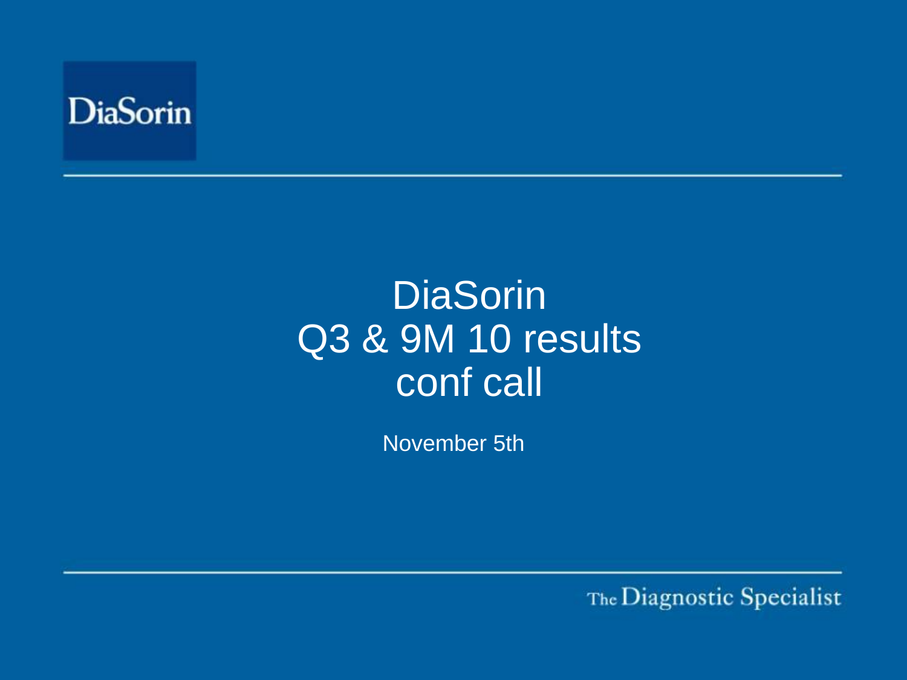DiaSorin

# DiaSorin Q3 & 9M 10 results conf call

November 5th

The Diagnostic Specialist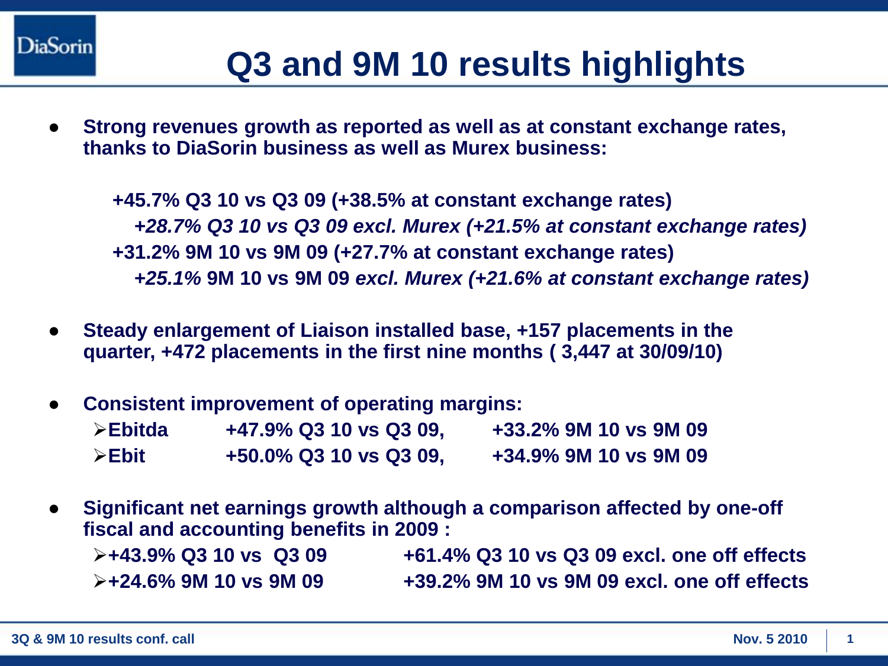# Q3 and 9M 10 results highlights

- **Strong revenues growth as reported as well as at constant exchange rates, thanks to DiaSorin business as well as Murex business:**

  **+45.7% Q3 10 vs Q3 09 (+38.5% at constant exchange rates)**

  ***+28.7% Q3 10 vs Q3 09 excl. Murex (+21.5% at constant exchange rates)***

  **+31.2% 9M 10 vs 9M 09 (+27.7% at constant exchange rates)**

  ***+25.1%* 9M 10 vs 9M 09 *excl. Murex (+21.6% at constant exchange rates)***

- **Steady enlargement of Liaison installed base, +157 placements in the quarter, +472 placements in the first nine months ( 3,447 at 30/09/10)**

- **Consistent improvement of operating margins:**
  - **Ebitda** **+47.9% Q3 10 vs Q3 09,** **+33.2% 9M 10 vs 9M 09**
  - **Ebit** **+50.0% Q3 10 vs Q3 09,** **+34.9% 9M 10 vs 9M 09**

- **Significant net earnings growth although a comparison affected by one-off fiscal and accounting benefits in 2009 :**
  - **+43.9% Q3 10 vs Q3 09** **+61.4% Q3 10 vs Q3 09 excl. one off effects**
  - **+24.6% 9M 10 vs 9M 09** **+39.2% 9M 10 vs 9M 09 excl. one off effects**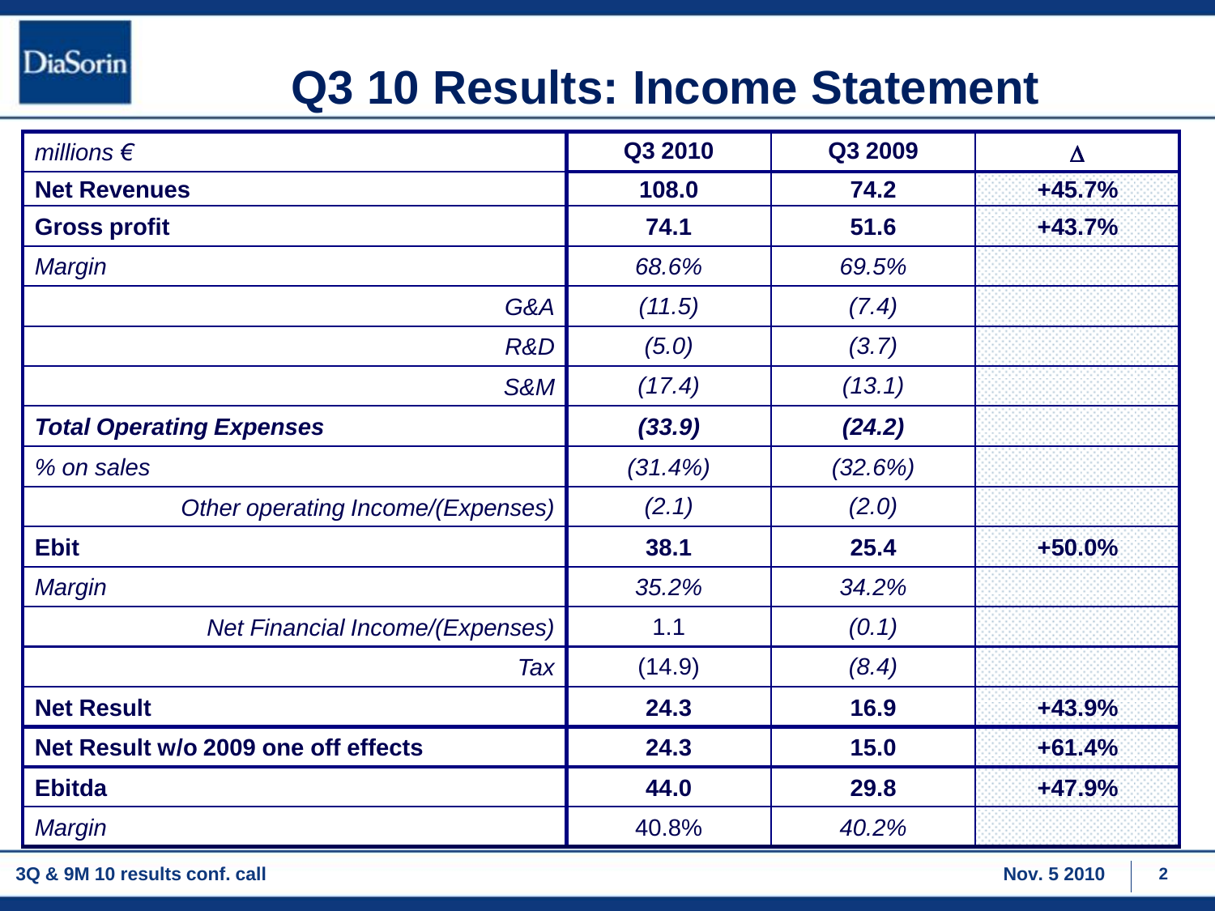# Q3 10 Results: Income Statement

| *millions €* | Q3 2010 | Q3 2009 | Δ |
|---|---|---|---|
| **Net Revenues** | **108.0** | **74.2** | **+45.7%** |
| **Gross profit** | **74.1** | **51.6** | **+43.7%** |
| *Margin* | *68.6%* | *69.5%* | |
| *G&A* | *(11.5)* | *(7.4)* | |
| *R&D* | *(5.0)* | *(3.7)* | |
| *S&M* | *(17.4)* | *(13.1)* | |
| ***Total Operating Expenses*** | ***(33.9)*** | ***(24.2)*** | |
| *% on sales* | *(31.4%)* | *(32.6%)* | |
| *Other operating Income/(Expenses)* | *(2.1)* | *(2.0)* | |
| **Ebit** | **38.1** | **25.4** | **+50.0%** |
| *Margin* | *35.2%* | *34.2%* | |
| *Net Financial Income/(Expenses)* | 1.1 | *(0.1)* | |
| *Tax* | (14.9) | *(8.4)* | |
| **Net Result** | **24.3** | **16.9** | **+43.9%** |
| **Net Result w/o 2009 one off effects** | **24.3** | **15.0** | **+61.4%** |
| **Ebitda** | **44.0** | **29.8** | **+47.9%** |
| *Margin* | 40.8% | *40.2%* | |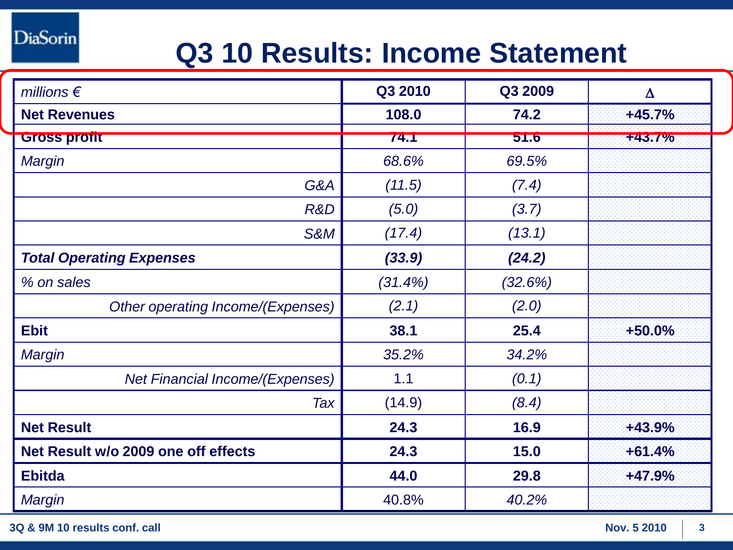# Q3 10 Results: Income Statement

| *millions €* | Q3 2010 | Q3 2009 | Δ |
|---|---|---|---|
| **Net Revenues** | **108.0** | **74.2** | **+45.7%** |
| **Gross profit** | **74.1** | **51.6** | **+43.7%** |
| *Margin* | *68.6%* | *69.5%* | |
| *G&A* | *(11.5)* | *(7.4)* | |
| *R&D* | *(5.0)* | *(3.7)* | |
| *S&M* | *(17.4)* | *(13.1)* | |
| ***Total Operating Expenses*** | ***(33.9)*** | ***(24.2)*** | |
| *% on sales* | *(31.4%)* | *(32.6%)* | |
| *Other operating Income/(Expenses)* | *(2.1)* | *(2.0)* | |
| **Ebit** | **38.1** | **25.4** | **+50.0%** |
| *Margin* | *35.2%* | *34.2%* | |
| *Net Financial Income/(Expenses)* | 1.1 | *(0.1)* | |
| *Tax* | (14.9) | *(8.4)* | |
| **Net Result** | **24.3** | **16.9** | **+43.9%** |
| **Net Result w/o 2009 one off effects** | **24.3** | **15.0** | **+61.4%** |
| **Ebitda** | **44.0** | **29.8** | **+47.9%** |
| *Margin* | 40.8% | *40.2%* | |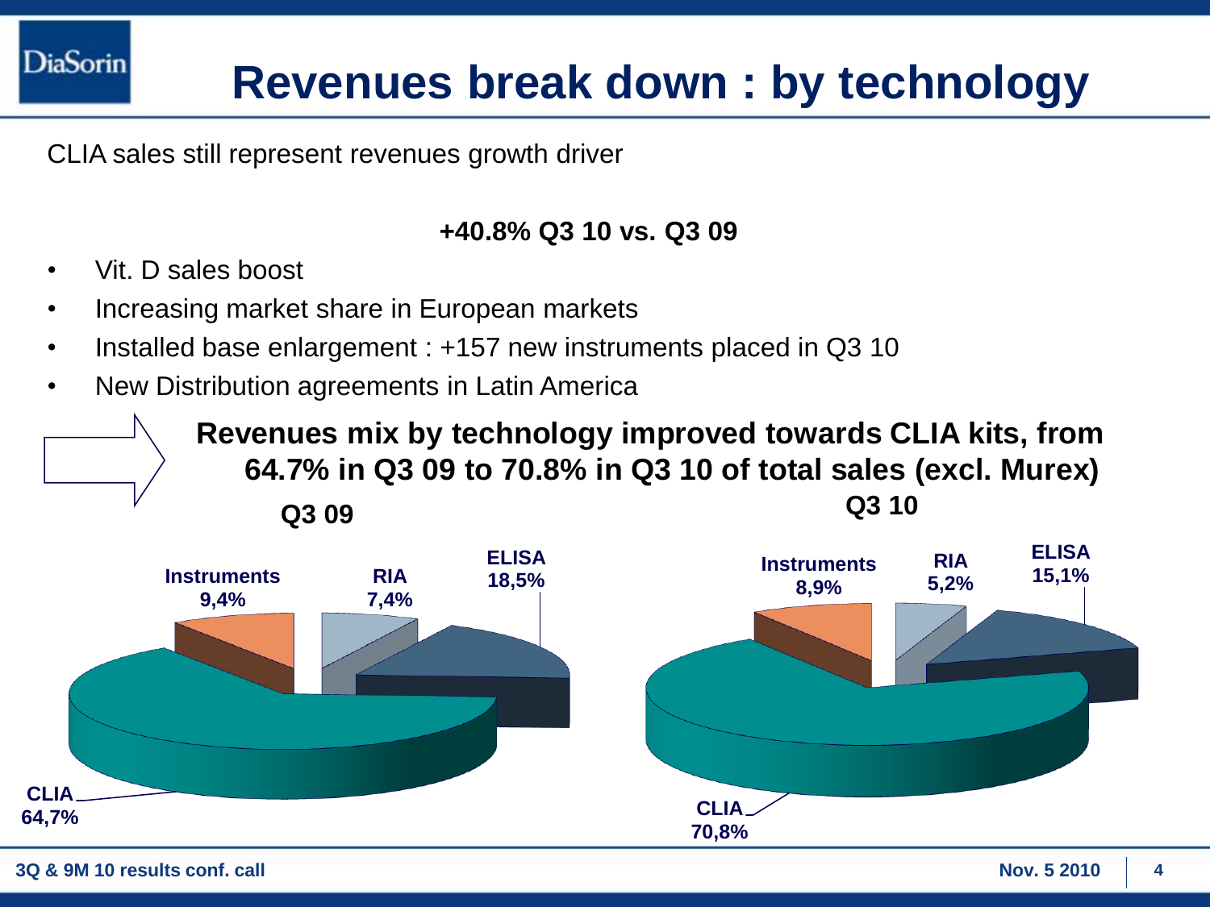# Revenues break down : by technology

CLIA sales still represent revenues growth driver

**+40.8% Q3 10 vs. Q3 09**

- Vit. D sales boost
- Increasing market share in European markets
- Installed base enlargement : +157 new instruments placed in Q3 10
- New Distribution agreements in Latin America

**Revenues mix by technology improved towards CLIA kits, from 64.7% in Q3 09 to 70.8% in Q3 10 of total sales (excl. Murex)**

| Technology | Q3 09 | Q3 10 |
|---|---|---|
| CLIA | 64,7% | 70,8% |
| ELISA | 18,5% | 15,1% |
| Instruments | 9,4% | 8,9% |
| RIA | 7,4% | 5,2% |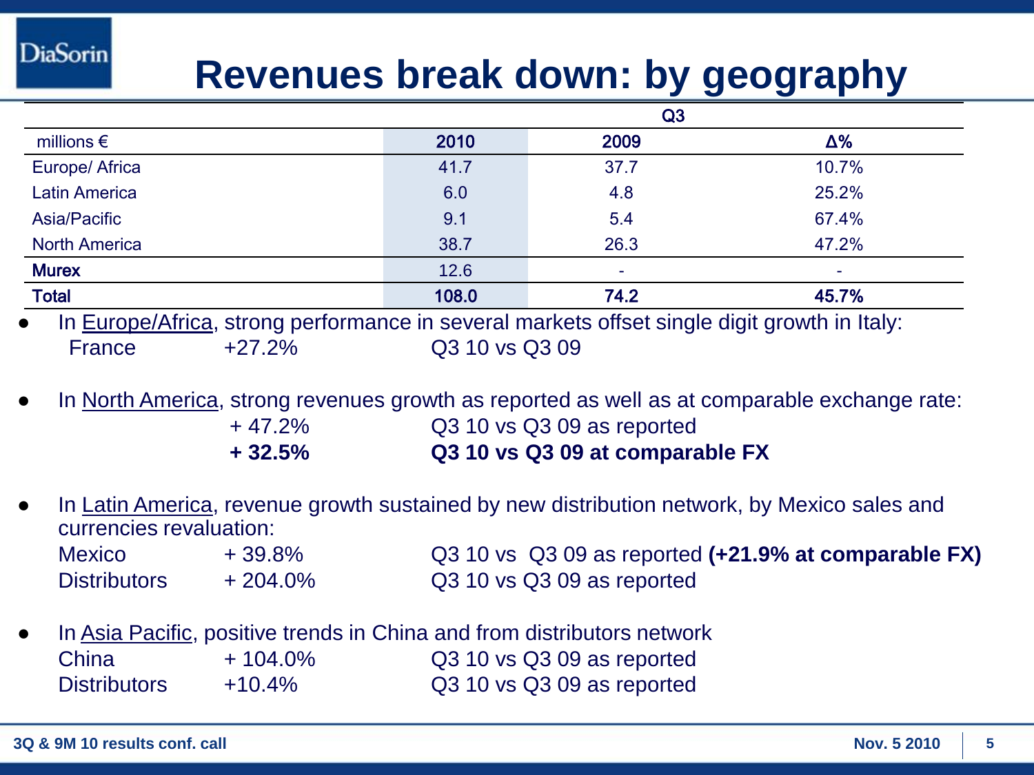# Revenues break down: by geography

| millions € | Q3 2010 | Q3 2009 | Q3 Δ% |
|---|---|---|---|
| Europe/ Africa | 41.7 | 37.7 | 10.7% |
| Latin America | 6.0 | 4.8 | 25.2% |
| Asia/Pacific | 9.1 | 5.4 | 67.4% |
| North America | 38.7 | 26.3 | 47.2% |
| **Murex** | 12.6 | - | - |
| **Total** | **108.0** | **74.2** | **45.7%** |

- In Europe/Africa, strong performance in several markets offset single digit growth in Italy:

  France +27.2% Q3 10 vs Q3 09

- In North America, strong revenues growth as reported as well as at comparable exchange rate:

  \+ 47.2% Q3 10 vs Q3 09 as reported

  **+ 32.5% Q3 10 vs Q3 09 at comparable FX**

- In Latin America, revenue growth sustained by new distribution network, by Mexico sales and currencies revaluation:

  Mexico + 39.8% Q3 10 vs Q3 09 as reported **(+21.9% at comparable FX)**

  Distributors + 204.0% Q3 10 vs Q3 09 as reported

- In Asia Pacific, positive trends in China and from distributors network

  China + 104.0% Q3 10 vs Q3 09 as reported

  Distributors +10.4% Q3 10 vs Q3 09 as reported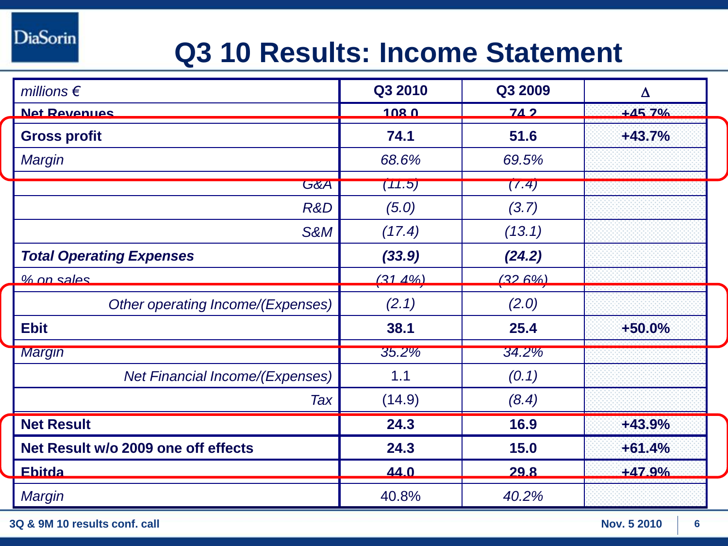# Q3 10 Results: Income Statement

| *millions €* | Q3 2010 | Q3 2009 | Δ |
|---|---|---|---|
| **Net Revenues** | **108.0** | **74.2** | **+45.7%** |
| **Gross profit** | **74.1** | **51.6** | **+43.7%** |
| *Margin* | *68.6%* | *69.5%* | |
| *G&A* | *(11.5)* | *(7.4)* | |
| *R&D* | *(5.0)* | *(3.7)* | |
| *S&M* | *(17.4)* | *(13.1)* | |
| ***Total Operating Expenses*** | ***(33.9)*** | ***(24.2)*** | |
| *% on sales* | *(31.4%)* | *(32.6%)* | |
| *Other operating Income/(Expenses)* | *(2.1)* | *(2.0)* | |
| **Ebit** | **38.1** | **25.4** | **+50.0%** |
| *Margin* | *35.2%* | *34.2%* | |
| *Net Financial Income/(Expenses)* | 1.1 | *(0.1)* | |
| *Tax* | (14.9) | *(8.4)* | |
| **Net Result** | **24.3** | **16.9** | **+43.9%** |
| **Net Result w/o 2009 one off effects** | **24.3** | **15.0** | **+61.4%** |
| **Ebitda** | **44.0** | **29.8** | **+47.9%** |
| *Margin* | 40.8% | *40.2%* | |

3Q & 9M 10 results conf. call — Nov. 5 2010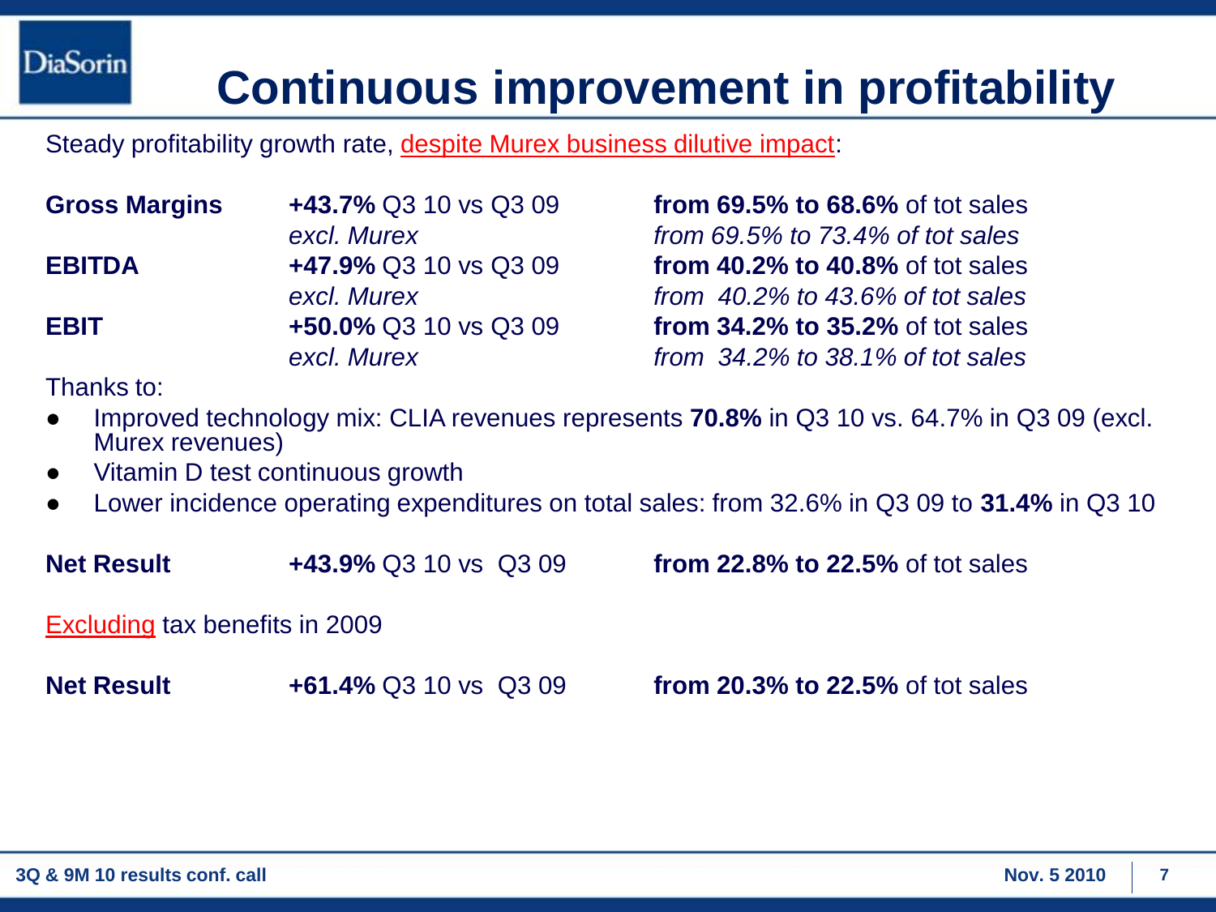# Continuous improvement in profitability

Steady profitability growth rate, despite Murex business dilutive impact:

| | | |
|---|---|---|
| **Gross Margins** | **+43.7%** Q3 10 vs Q3 09 | **from 69.5% to 68.6%** of tot sales |
| | *excl. Murex* | *from 69.5% to 73.4% of tot sales* |
| **EBITDA** | **+47.9%** Q3 10 vs Q3 09 | **from 40.2% to 40.8%** of tot sales |
| | *excl. Murex* | *from 40.2% to 43.6% of tot sales* |
| **EBIT** | **+50.0%** Q3 10 vs Q3 09 | **from 34.2% to 35.2%** of tot sales |
| | *excl. Murex* | *from 34.2% to 38.1% of tot sales* |

Thanks to:

- Improved technology mix: CLIA revenues represents **70.8%** in Q3 10 vs. 64.7% in Q3 09 (excl. Murex revenues)
- Vitamin D test continuous growth
- Lower incidence operating expenditures on total sales: from 32.6% in Q3 09 to **31.4%** in Q3 10

| | | |
|---|---|---|
| **Net Result** | **+43.9%** Q3 10 vs Q3 09 | **from 22.8% to 22.5%** of tot sales |

Excluding tax benefits in 2009

| | | |
|---|---|---|
| **Net Result** | **+61.4%** Q3 10 vs Q3 09 | **from 20.3% to 22.5%** of tot sales |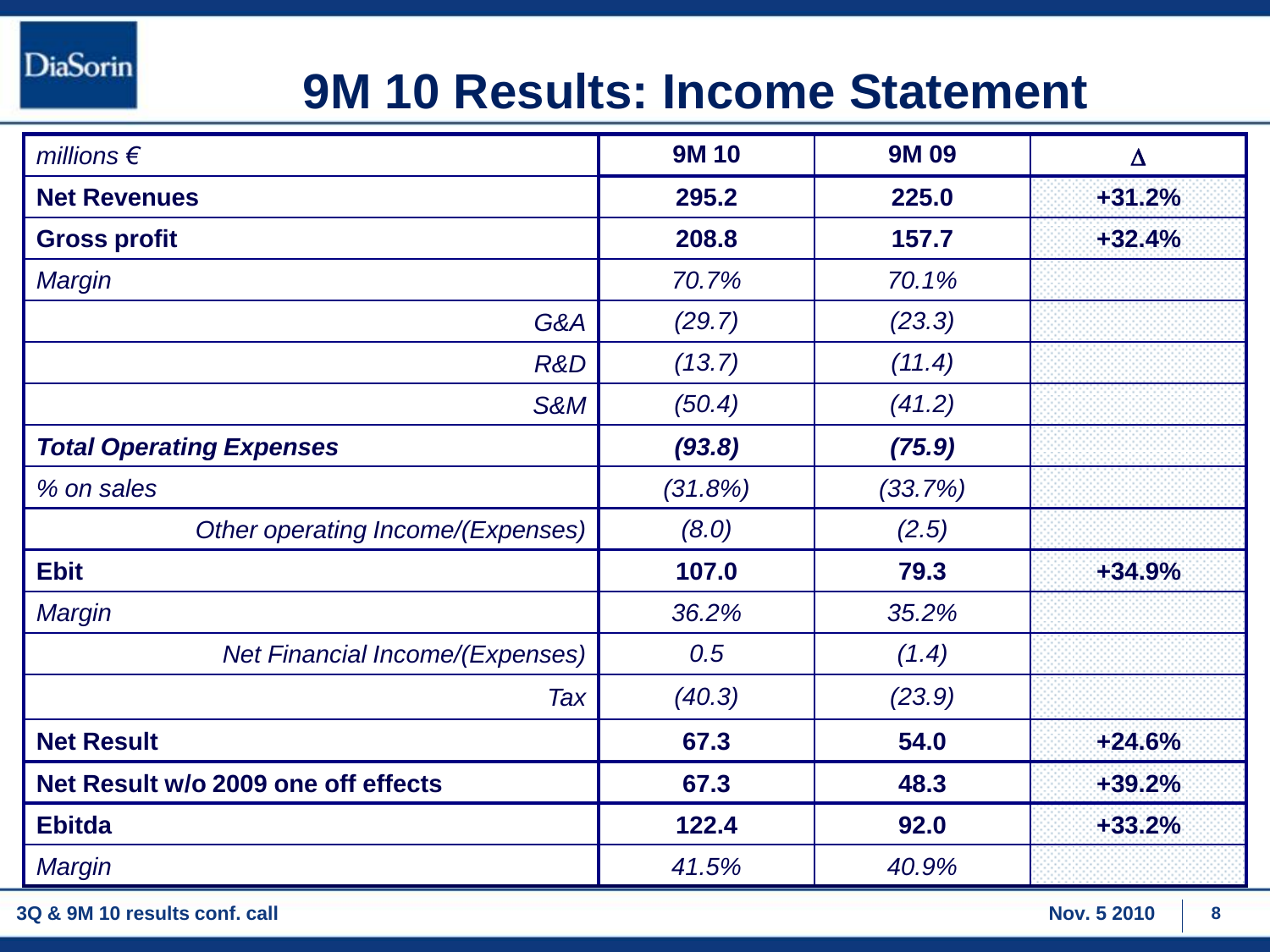# 9M 10 Results: Income Statement

| *millions €* | 9M 10 | 9M 09 | Δ |
|---|---|---|---|
| **Net Revenues** | **295.2** | **225.0** | **+31.2%** |
| **Gross profit** | **208.8** | **157.7** | **+32.4%** |
| *Margin* | *70.7%* | *70.1%* | |
| *G&A* | *(29.7)* | *(23.3)* | |
| *R&D* | *(13.7)* | *(11.4)* | |
| *S&M* | *(50.4)* | *(41.2)* | |
| ***Total Operating Expenses*** | ***(93.8)*** | ***(75.9)*** | |
| *% on sales* | *(31.8%)* | *(33.7%)* | |
| *Other operating Income/(Expenses)* | *(8.0)* | *(2.5)* | |
| **Ebit** | **107.0** | **79.3** | **+34.9%** |
| *Margin* | *36.2%* | *35.2%* | |
| *Net Financial Income/(Expenses)* | *0.5* | *(1.4)* | |
| *Tax* | *(40.3)* | *(23.9)* | |
| **Net Result** | **67.3** | **54.0** | **+24.6%** |
| **Net Result w/o 2009 one off effects** | **67.3** | **48.3** | **+39.2%** |
| **Ebitda** | **122.4** | **92.0** | **+33.2%** |
| *Margin* | *41.5%* | *40.9%* | |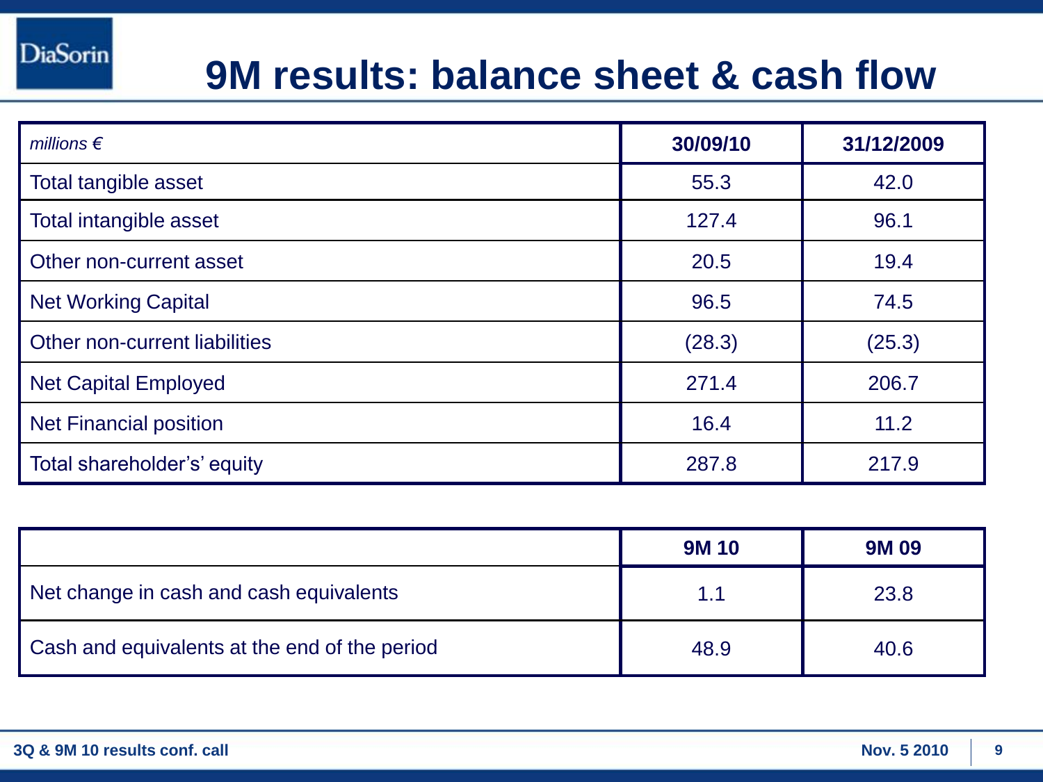# 9M results: balance sheet & cash flow

| *millions €* | 30/09/10 | 31/12/2009 |
|---|---|---|
| Total tangible asset | 55.3 | 42.0 |
| Total intangible asset | 127.4 | 96.1 |
| Other non-current asset | 20.5 | 19.4 |
| Net Working Capital | 96.5 | 74.5 |
| Other non-current liabilities | (28.3) | (25.3) |
| Net Capital Employed | 271.4 | 206.7 |
| Net Financial position | 16.4 | 11.2 |
| Total shareholder's' equity | 287.8 | 217.9 |

| | 9M 10 | 9M 09 |
|---|---|---|
| Net change in cash and cash equivalents | 1.1 | 23.8 |
| Cash and equivalents at the end of the period | 48.9 | 40.6 |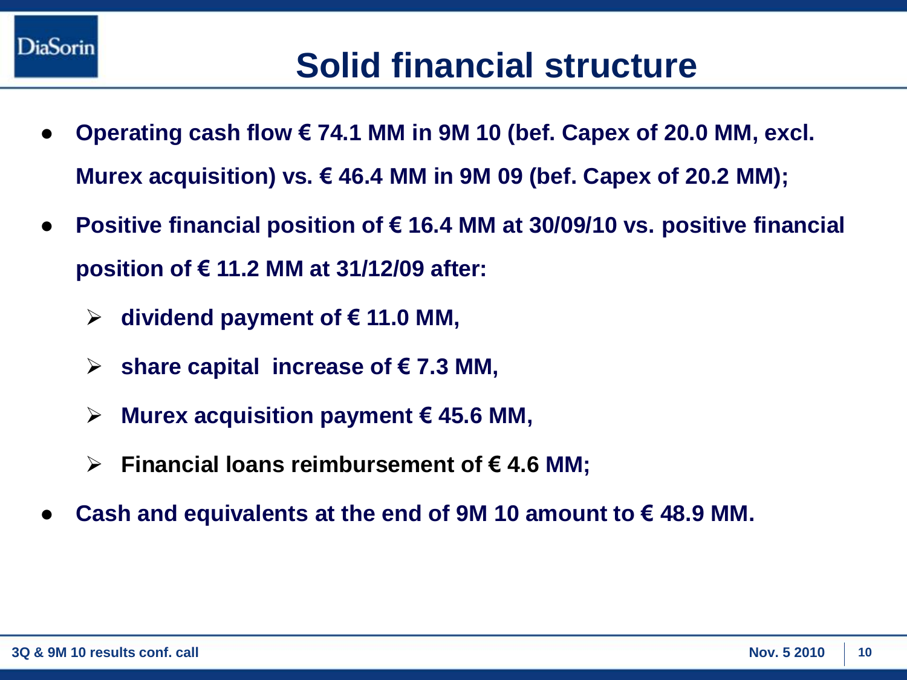# Solid financial structure

- Operating cash flow € 74.1 MM in 9M 10 (bef. Capex of 20.0 MM, excl. Murex acquisition) vs. € 46.4 MM in 9M 09 (bef. Capex of 20.2 MM);
- Positive financial position of € 16.4 MM at 30/09/10 vs. positive financial position of € 11.2 MM at 31/12/09 after:
  - dividend payment of € 11.0 MM,
  - share capital increase of € 7.3 MM,
  - Murex acquisition payment € 45.6 MM,
  - Financial loans reimbursement of € 4.6 MM;
- Cash and equivalents at the end of 9M 10 amount to € 48.9 MM.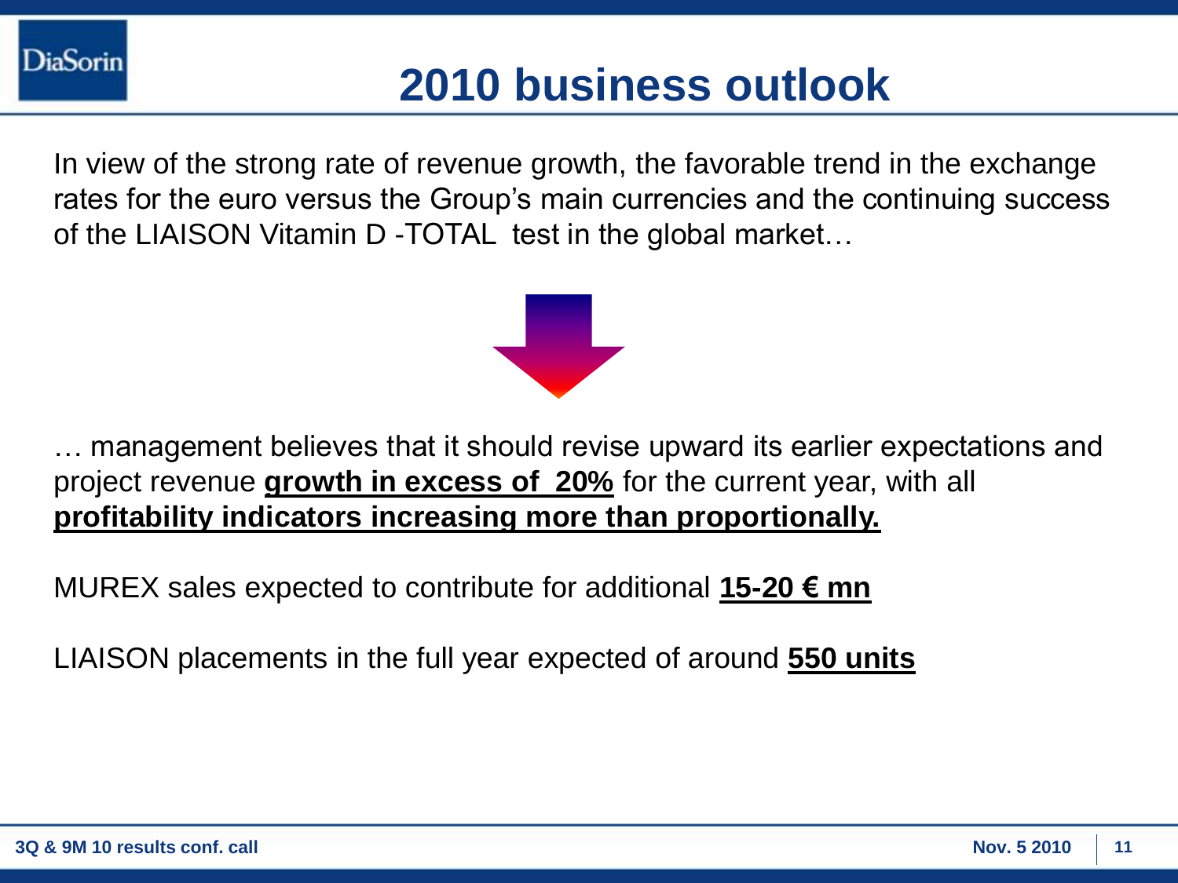# 2010 business outlook

In view of the strong rate of revenue growth, the favorable trend in the exchange rates for the euro versus the Group's main currencies and the continuing success of the LIAISON Vitamin D -TOTAL test in the global market…

… management believes that it should revise upward its earlier expectations and project revenue **growth in excess of 20%** for the current year, with all **profitability indicators increasing more than proportionally.**

MUREX sales expected to contribute for additional **15-20 € mn**

LIAISON placements in the full year expected of around **550 units**